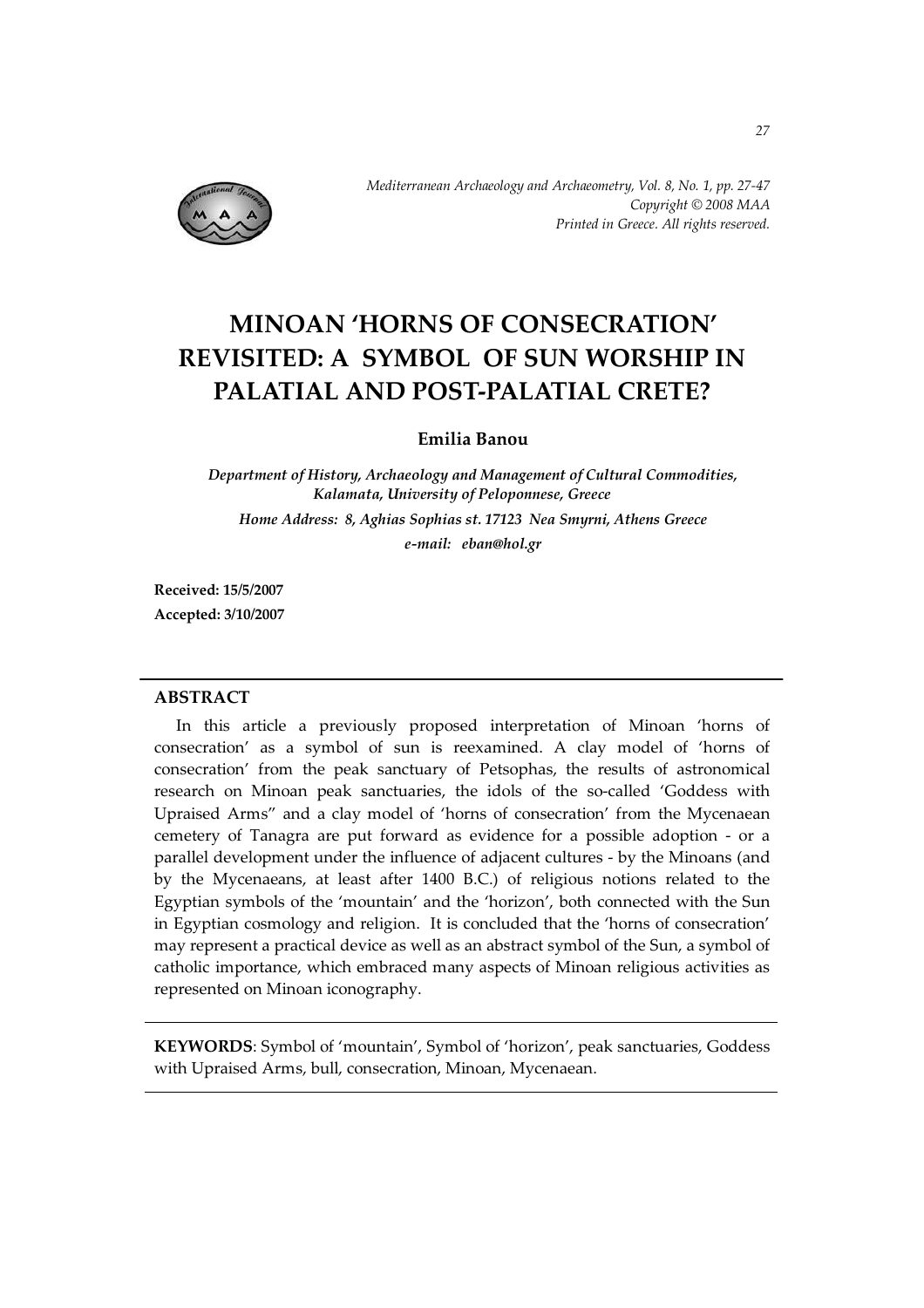# MINOAN 'HORNS OF CONSECRATION' REVISITED: A SYMBOL OF SUN WORSHIP IN PALATIAL AND POST-PALATIAL CRETE?

**Emilia Banou**

*Department of History, Archaeology and Management of Cultural Commodities, Kalamata, University of Peloponnese, Greece*

*Home Address: 8, Aghias Sophias st. 17123 Nea Smyrni, Athens Greece*

*e-mail: eban@hol.gr*

**Received: 15/5/2007**
**Accepted: 3/10/2007**

## ABSTRACT

In this article a previously proposed interpretation of Minoan 'horns of consecration' as a symbol of sun is reexamined. A clay model of 'horns of consecration' from the peak sanctuary of Petsophas, the results of astronomical research on Minoan peak sanctuaries, the idols of the so-called 'Goddess with Upraised Arms" and a clay model of 'horns of consecration' from the Mycenaean cemetery of Tanagra are put forward as evidence for a possible adoption - or a parallel development under the influence of adjacent cultures - by the Minoans (and by the Mycenaeans, at least after 1400 B.C.) of religious notions related to the Egyptian symbols of the 'mountain' and the 'horizon', both connected with the Sun in Egyptian cosmology and religion. It is concluded that the 'horns of consecration' may represent a practical device as well as an abstract symbol of the Sun, a symbol of catholic importance, which embraced many aspects of Minoan religious activities as represented on Minoan iconography.

**KEYWORDS**: Symbol of 'mountain', Symbol of 'horizon', peak sanctuaries, Goddess with Upraised Arms, bull, consecration, Minoan, Mycenaean.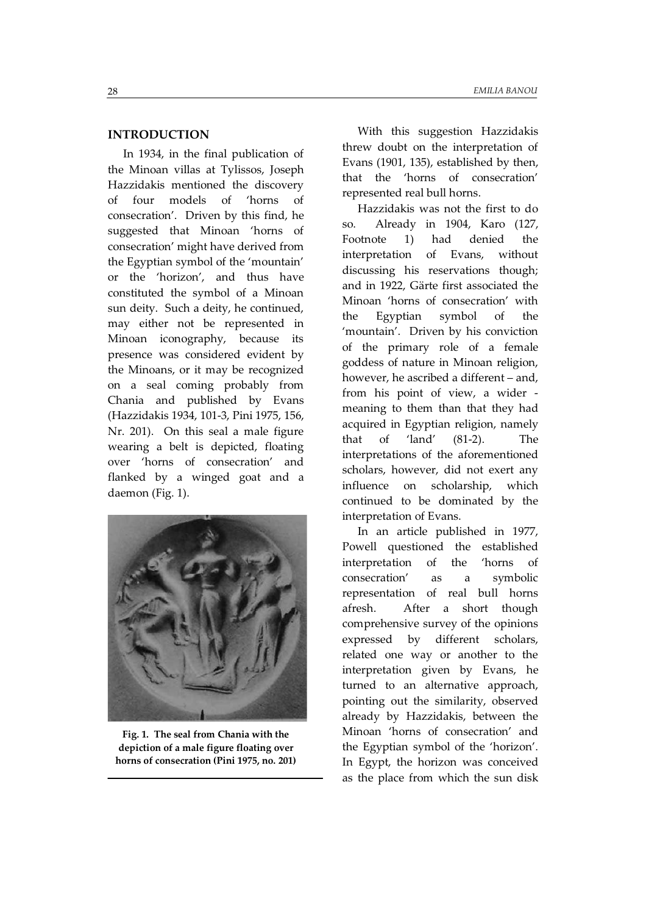## INTRODUCTION

In 1934, in the final publication of the Minoan villas at Tylissos, Joseph Hazzidakis mentioned the discovery of four models of 'horns of consecration'. Driven by this find, he suggested that Minoan 'horns of consecration' might have derived from the Egyptian symbol of the 'mountain' or the 'horizon', and thus have constituted the symbol of a Minoan sun deity. Such a deity, he continued, may either not be represented in Minoan iconography, because its presence was considered evident by the Minoans, or it may be recognized on a seal coming probably from Chania and published by Evans (Hazzidakis 1934, 101-3, Pini 1975, 156, Nr. 201). On this seal a male figure wearing a belt is depicted, floating over 'horns of consecration' and flanked by a winged goat and a daemon (Fig. 1).

**Fig. 1. The seal from Chania with the depiction of a male figure floating over horns of consecration (Pini 1975, no. 201)**

With this suggestion Hazzidakis threw doubt on the interpretation of Evans (1901, 135), established by then, that the 'horns of consecration' represented real bull horns.

Hazzidakis was not the first to do so. Already in 1904, Karo (127, Footnote 1) had denied the interpretation of Evans, without discussing his reservations though; and in 1922, Gärte first associated the Minoan 'horns of consecration' with the Egyptian symbol of the 'mountain'. Driven by his conviction of the primary role of a female goddess of nature in Minoan religion, however, he ascribed a different – and, from his point of view, a wider - meaning to them than that they had acquired in Egyptian religion, namely that of 'land' (81-2). The interpretations of the aforementioned scholars, however, did not exert any influence on scholarship, which continued to be dominated by the interpretation of Evans.

In an article published in 1977, Powell questioned the established interpretation of the 'horns of consecration' as a symbolic representation of real bull horns afresh. After a short though comprehensive survey of the opinions expressed by different scholars, related one way or another to the interpretation given by Evans, he turned to an alternative approach, pointing out the similarity, observed already by Hazzidakis, between the Minoan 'horns of consecration' and the Egyptian symbol of the 'horizon'. In Egypt, the horizon was conceived as the place from which the sun disk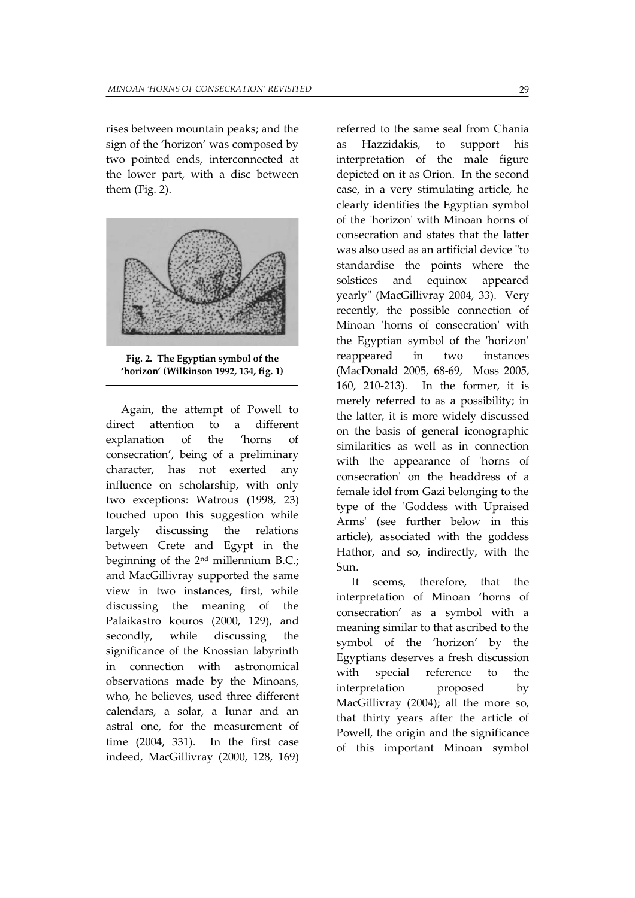rises between mountain peaks; and the sign of the 'horizon' was composed by two pointed ends, interconnected at the lower part, with a disc between them (Fig. 2).

**Fig. 2. The Egyptian symbol of the 'horizon' (Wilkinson 1992, 134, fig. 1)**

Again, the attempt of Powell to direct attention to a different explanation of the 'horns of consecration', being of a preliminary character, has not exerted any influence on scholarship, with only two exceptions: Watrous (1998, 23) touched upon this suggestion while largely discussing the relations between Crete and Egypt in the beginning of the 2nd millennium B.C.; and MacGillivray supported the same view in two instances, first, while discussing the meaning of the Palaikastro kouros (2000, 129), and secondly, while discussing the significance of the Knossian labyrinth in connection with astronomical observations made by the Minoans, who, he believes, used three different calendars, a solar, a lunar and an astral one, for the measurement of time (2004, 331). In the first case indeed, MacGillivray (2000, 128, 169) referred to the same seal from Chania as Hazzidakis, to support his interpretation of the male figure depicted on it as Orion. In the second case, in a very stimulating article, he clearly identifies the Egyptian symbol of the 'horizon' with Minoan horns of consecration and states that the latter was also used as an artificial device "to standardise the points where the solstices and equinox appeared yearly" (MacGillivray 2004, 33). Very recently, the possible connection of Minoan 'horns of consecration' with the Egyptian symbol of the 'horizon' reappeared in two instances (MacDonald 2005, 68-69, Moss 2005, 160, 210-213). In the former, it is merely referred to as a possibility; in the latter, it is more widely discussed on the basis of general iconographic similarities as well as in connection with the appearance of 'horns of consecration' on the headdress of a female idol from Gazi belonging to the type of the 'Goddess with Upraised Arms' (see further below in this article), associated with the goddess Hathor, and so, indirectly, with the Sun.

It seems, therefore, that the interpretation of Minoan 'horns of consecration' as a symbol with a meaning similar to that ascribed to the symbol of the 'horizon' by the Egyptians deserves a fresh discussion with special reference to the interpretation proposed by MacGillivray (2004); all the more so, that thirty years after the article of Powell, the origin and the significance of this important Minoan symbol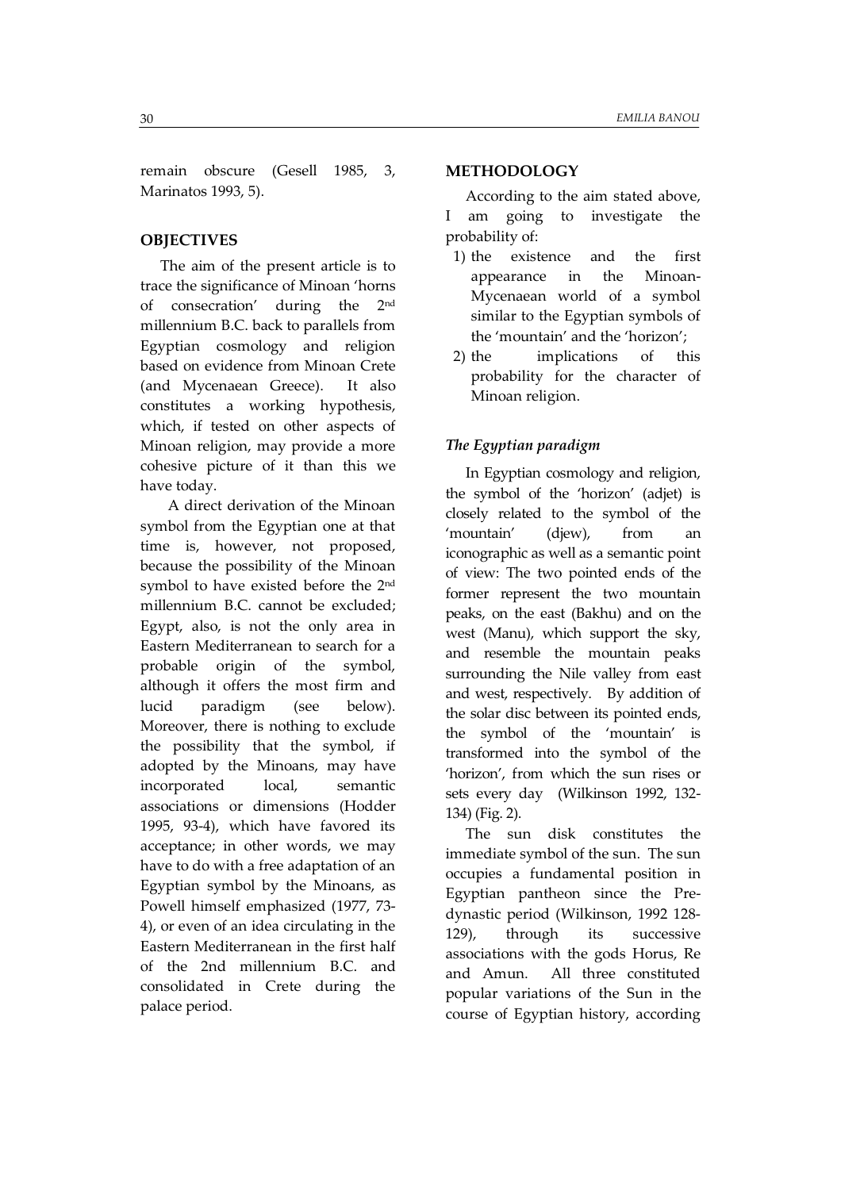remain obscure (Gesell 1985, 3, Marinatos 1993, 5).

## OBJECTIVES

The aim of the present article is to trace the significance of Minoan 'horns of consecration' during the 2nd millennium B.C. back to parallels from Egyptian cosmology and religion based on evidence from Minoan Crete (and Mycenaean Greece). It also constitutes a working hypothesis, which, if tested on other aspects of Minoan religion, may provide a more cohesive picture of it than this we have today.

A direct derivation of the Minoan symbol from the Egyptian one at that time is, however, not proposed, because the possibility of the Minoan symbol to have existed before the 2nd millennium B.C. cannot be excluded; Egypt, also, is not the only area in Eastern Mediterranean to search for a probable origin of the symbol, although it offers the most firm and lucid paradigm (see below). Moreover, there is nothing to exclude the possibility that the symbol, if adopted by the Minoans, may have incorporated local, semantic associations or dimensions (Hodder 1995, 93-4), which have favored its acceptance; in other words, we may have to do with a free adaptation of an Egyptian symbol by the Minoans, as Powell himself emphasized (1977, 73-4), or even of an idea circulating in the Eastern Mediterranean in the first half of the 2nd millennium B.C. and consolidated in Crete during the palace period.

## METHODOLOGY

According to the aim stated above, I am going to investigate the probability of:

1) the existence and the first appearance in the Minoan-Mycenaean world of a symbol similar to the Egyptian symbols of the 'mountain' and the 'horizon';
2) the implications of this probability for the character of Minoan religion.

### *The Egyptian paradigm*

In Egyptian cosmology and religion, the symbol of the 'horizon' (adjet) is closely related to the symbol of the 'mountain' (djew), from an iconographic as well as a semantic point of view: The two pointed ends of the former represent the two mountain peaks, on the east (Bakhu) and on the west (Manu), which support the sky, and resemble the mountain peaks surrounding the Nile valley from east and west, respectively. By addition of the solar disc between its pointed ends, the symbol of the 'mountain' is transformed into the symbol of the 'horizon', from which the sun rises or sets every day (Wilkinson 1992, 132-134) (Fig. 2).

The sun disk constitutes the immediate symbol of the sun. The sun occupies a fundamental position in Egyptian pantheon since the Pre-dynastic period (Wilkinson, 1992 128-129), through its successive associations with the gods Horus, Re and Amun. All three constituted popular variations of the Sun in the course of Egyptian history, according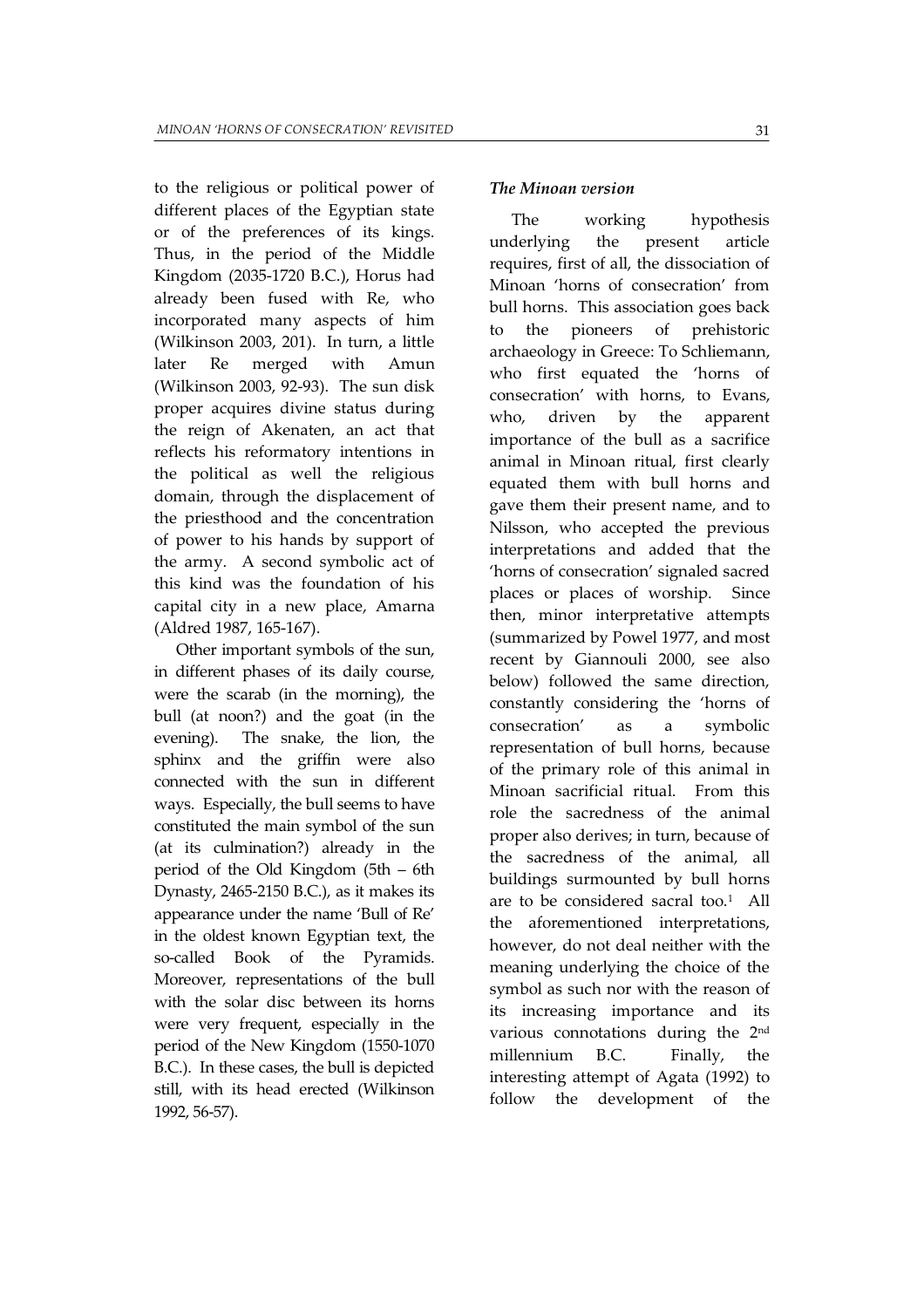to the religious or political power of different places of the Egyptian state or of the preferences of its kings. Thus, in the period of the Middle Kingdom (2035-1720 B.C.), Horus had already been fused with Re, who incorporated many aspects of him (Wilkinson 2003, 201). In turn, a little later Re merged with Amun (Wilkinson 2003, 92-93). The sun disk proper acquires divine status during the reign of Akenaten, an act that reflects his reformatory intentions in the political as well the religious domain, through the displacement of the priesthood and the concentration of power to his hands by support of the army. A second symbolic act of this kind was the foundation of his capital city in a new place, Amarna (Aldred 1987, 165-167).

Other important symbols of the sun, in different phases of its daily course, were the scarab (in the morning), the bull (at noon?) and the goat (in the evening). The snake, the lion, the sphinx and the griffin were also connected with the sun in different ways. Especially, the bull seems to have constituted the main symbol of the sun (at its culmination?) already in the period of the Old Kingdom (5th – 6th Dynasty, 2465-2150 B.C.), as it makes its appearance under the name 'Bull of Re' in the oldest known Egyptian text, the so-called Book of the Pyramids. Moreover, representations of the bull with the solar disc between its horns were very frequent, especially in the period of the New Kingdom (1550-1070 B.C.). In these cases, the bull is depicted still, with its head erected (Wilkinson 1992, 56-57).

### *The Minoan version*

The working hypothesis underlying the present article requires, first of all, the dissociation of Minoan 'horns of consecration' from bull horns. This association goes back to the pioneers of prehistoric archaeology in Greece: To Schliemann, who first equated the 'horns of consecration' with horns, to Evans, who, driven by the apparent importance of the bull as a sacrifice animal in Minoan ritual, first clearly equated them with bull horns and gave them their present name, and to Nilsson, who accepted the previous interpretations and added that the 'horns of consecration' signaled sacred places or places of worship. Since then, minor interpretative attempts (summarized by Powel 1977, and most recent by Giannouli 2000, see also below) followed the same direction, constantly considering the 'horns of consecration' as a symbolic representation of bull horns, because of the primary role of this animal in Minoan sacrificial ritual. From this role the sacredness of the animal proper also derives; in turn, because of the sacredness of the animal, all buildings surmounted by bull horns are to be considered sacral too.[1] All the aforementioned interpretations, however, do not deal neither with the meaning underlying the choice of the symbol as such nor with the reason of its increasing importance and its various connotations during the 2nd millennium B.C. Finally, the interesting attempt of Agata (1992) to follow the development of the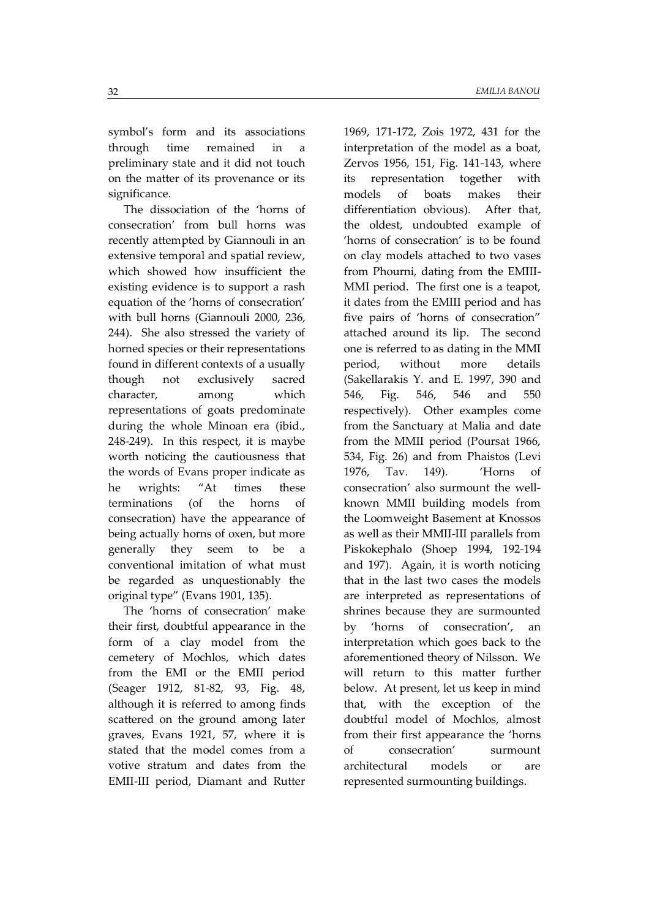symbol's form and its associations through time remained in a preliminary state and it did not touch on the matter of its provenance or its significance.

The dissociation of the 'horns of consecration' from bull horns was recently attempted by Giannouli in an extensive temporal and spatial review, which showed how insufficient the existing evidence is to support a rash equation of the 'horns of consecration' with bull horns (Giannouli 2000, 236, 244). She also stressed the variety of horned species or their representations found in different contexts of a usually though not exclusively sacred character, among which representations of goats predominate during the whole Minoan era (ibid., 248-249). In this respect, it is maybe worth noticing the cautiousness that the words of Evans proper indicate as he wrights: "At times these terminations (of the horns of consecration) have the appearance of being actually horns of oxen, but more generally they seem to be a conventional imitation of what must be regarded as unquestionably the original type" (Evans 1901, 135).

The 'horns of consecration' make their first, doubtful appearance in the form of a clay model from the cemetery of Mochlos, which dates from the EMI or the EMII period (Seager 1912, 81-82, 93, Fig. 48, although it is referred to among finds scattered on the ground among later graves, Evans 1921, 57, where it is stated that the model comes from a votive stratum and dates from the EMII-III period, Diamant and Rutter 1969, 171-172, Zois 1972, 431 for the interpretation of the model as a boat, Zervos 1956, 151, Fig. 141-143, where its representation together with models of boats makes their differentiation obvious). After that, the oldest, undoubted example of 'horns of consecration' is to be found on clay models attached to two vases from Phourni, dating from the EMIII-MMI period. The first one is a teapot, it dates from the EMIII period and has five pairs of 'horns of consecration" attached around its lip. The second one is referred to as dating in the MMI period, without more details (Sakellarakis Y. and E. 1997, 390 and 546, Fig. 546, 546 and 550 respectively). Other examples come from the Sanctuary at Malia and date from the MMII period (Poursat 1966, 534, Fig. 26) and from Phaistos (Levi 1976, Tav. 149). 'Horns of consecration' also surmount the well-known MMII building models from the Loomweight Basement at Knossos as well as their MMII-III parallels from Piskokephalo (Shoep 1994, 192-194 and 197). Again, it is worth noticing that in the last two cases the models are interpreted as representations of shrines because they are surmounted by 'horns of consecration', an interpretation which goes back to the aforementioned theory of Nilsson. We will return to this matter further below. At present, let us keep in mind that, with the exception of the doubtful model of Mochlos, almost from their first appearance the 'horns of consecration' surmount architectural models or are represented surmounting buildings.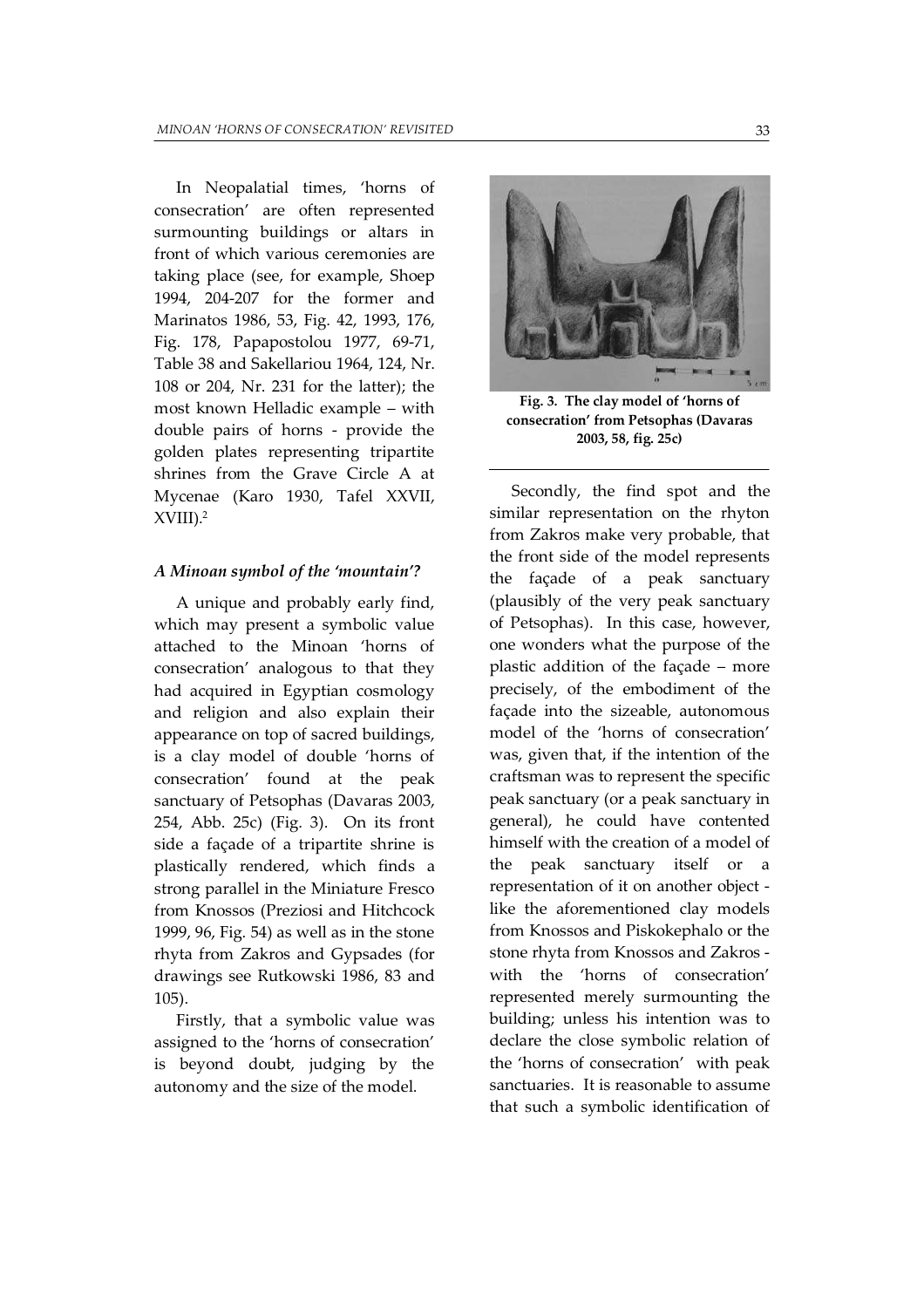In Neopalatial times, 'horns of consecration' are often represented surmounting buildings or altars in front of which various ceremonies are taking place (see, for example, Shoep 1994, 204-207 for the former and Marinatos 1986, 53, Fig. 42, 1993, 176, Fig. 178, Papapostolou 1977, 69-71, Table 38 and Sakellariou 1964, 124, Nr. 108 or 204, Nr. 231 for the latter); the most known Helladic example – with double pairs of horns - provide the golden plates representing tripartite shrines from the Grave Circle A at Mycenae (Karo 1930, Tafel XXVII, XVIII).[2]

### *A Minoan symbol of the 'mountain'?*

A unique and probably early find, which may present a symbolic value attached to the Minoan 'horns of consecration' analogous to that they had acquired in Egyptian cosmology and religion and also explain their appearance on top of sacred buildings, is a clay model of double 'horns of consecration' found at the peak sanctuary of Petsophas (Davaras 2003, 254, Abb. 25c) (Fig. 3). On its front side a façade of a tripartite shrine is plastically rendered, which finds a strong parallel in the Miniature Fresco from Knossos (Preziosi and Hitchcock 1999, 96, Fig. 54) as well as in the stone rhyta from Zakros and Gypsades (for drawings see Rutkowski 1986, 83 and 105).

Firstly, that a symbolic value was assigned to the 'horns of consecration' is beyond doubt, judging by the autonomy and the size of the model.

**Fig. 3. The clay model of 'horns of consecration' from Petsophas (Davaras 2003, 58, fig. 25c)**

Secondly, the find spot and the similar representation on the rhyton from Zakros make very probable, that the front side of the model represents the façade of a peak sanctuary (plausibly of the very peak sanctuary of Petsophas). In this case, however, one wonders what the purpose of the plastic addition of the façade – more precisely, of the embodiment of the façade into the sizeable, autonomous model of the 'horns of consecration' was, given that, if the intention of the craftsman was to represent the specific peak sanctuary (or a peak sanctuary in general), he could have contented himself with the creation of a model of the peak sanctuary itself or a representation of it on another object - like the aforementioned clay models from Knossos and Piskokephalo or the stone rhyta from Knossos and Zakros - with the 'horns of consecration' represented merely surmounting the building; unless his intention was to declare the close symbolic relation of the 'horns of consecration' with peak sanctuaries. It is reasonable to assume that such a symbolic identification of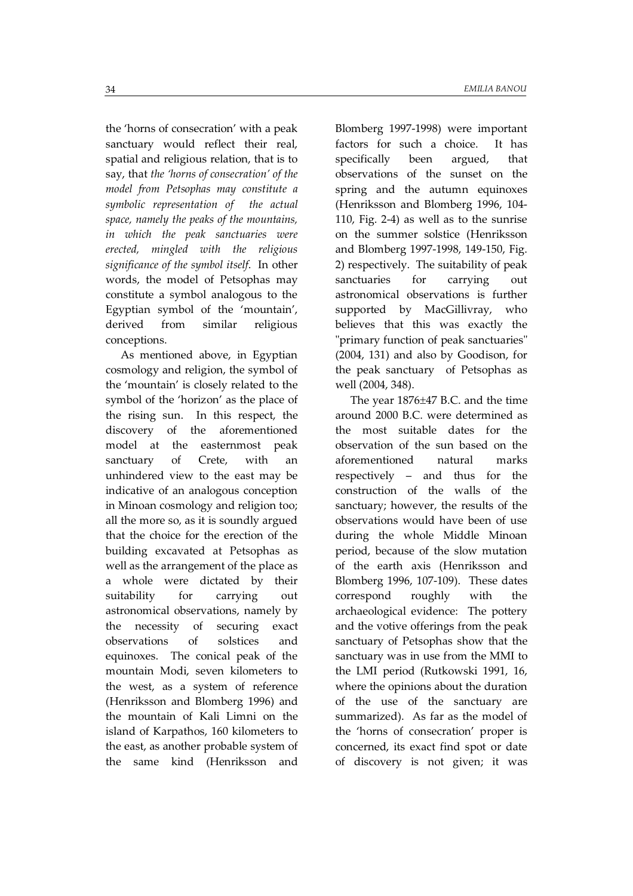the 'horns of consecration' with a peak sanctuary would reflect their real, spatial and religious relation, that is to say, that *the 'horns of consecration' of the model from Petsophas may constitute a symbolic representation of the actual space, namely the peaks of the mountains, in which the peak sanctuaries were erected, mingled with the religious significance of the symbol itself*. In other words, the model of Petsophas may constitute a symbol analogous to the Egyptian symbol of the 'mountain', derived from similar religious conceptions.

As mentioned above, in Egyptian cosmology and religion, the symbol of the 'mountain' is closely related to the symbol of the 'horizon' as the place of the rising sun. In this respect, the discovery of the aforementioned model at the easternmost peak sanctuary of Crete, with an unhindered view to the east may be indicative of an analogous conception in Minoan cosmology and religion too; all the more so, as it is soundly argued that the choice for the erection of the building excavated at Petsophas as well as the arrangement of the place as a whole were dictated by their suitability for carrying out astronomical observations, namely by the necessity of securing exact observations of solstices and equinoxes. The conical peak of the mountain Modi, seven kilometers to the west, as a system of reference (Henriksson and Blomberg 1996) and the mountain of Kali Limni on the island of Karpathos, 160 kilometers to the east, as another probable system of the same kind (Henriksson and Blomberg 1997-1998) were important factors for such a choice. It has specifically been argued, that observations of the sunset on the spring and the autumn equinoxes (Henriksson and Blomberg 1996, 104-110, Fig. 2-4) as well as to the sunrise on the summer solstice (Henriksson and Blomberg 1997-1998, 149-150, Fig. 2) respectively. The suitability of peak sanctuaries for carrying out astronomical observations is further supported by MacGillivray, who believes that this was exactly the "primary function of peak sanctuaries" (2004, 131) and also by Goodison, for the peak sanctuary of Petsophas as well (2004, 348).

The year 1876±47 B.C. and the time around 2000 B.C. were determined as the most suitable dates for the observation of the sun based on the aforementioned natural marks respectively – and thus for the construction of the walls of the sanctuary; however, the results of the observations would have been of use during the whole Middle Minoan period, because of the slow mutation of the earth axis (Henriksson and Blomberg 1996, 107-109). These dates correspond roughly with the archaeological evidence: The pottery and the votive offerings from the peak sanctuary of Petsophas show that the sanctuary was in use from the MMI to the LMI period (Rutkowski 1991, 16, where the opinions about the duration of the use of the sanctuary are summarized). As far as the model of the 'horns of consecration' proper is concerned, its exact find spot or date of discovery is not given; it was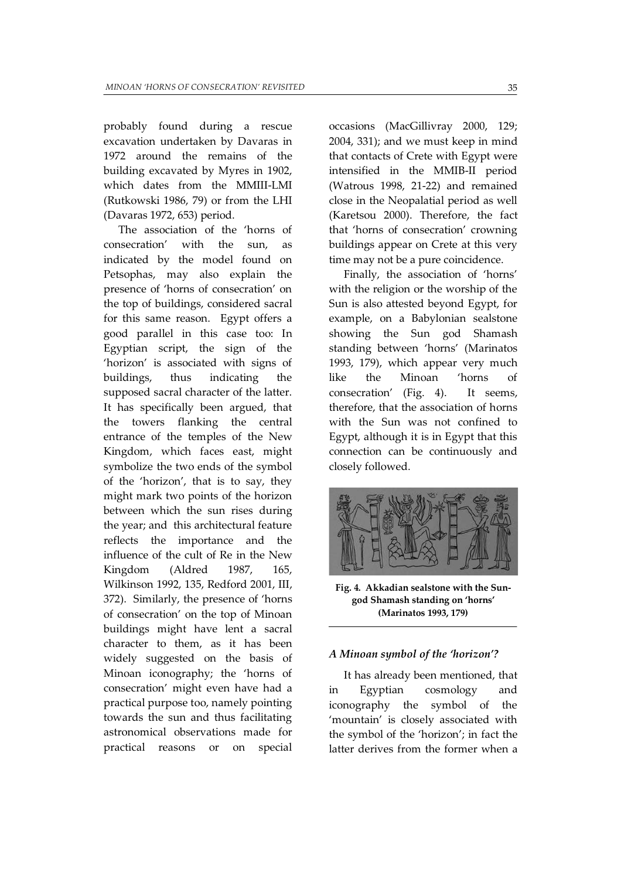probably found during a rescue excavation undertaken by Davaras in 1972 around the remains of the building excavated by Myres in 1902, which dates from the MMIII-LMI (Rutkowski 1986, 79) or from the LHI (Davaras 1972, 653) period.

The association of the 'horns of consecration' with the sun, as indicated by the model found on Petsophas, may also explain the presence of 'horns of consecration' on the top of buildings, considered sacral for this same reason. Egypt offers a good parallel in this case too: In Egyptian script, the sign of the 'horizon' is associated with signs of buildings, thus indicating the supposed sacral character of the latter. It has specifically been argued, that the towers flanking the central entrance of the temples of the New Kingdom, which faces east, might symbolize the two ends of the symbol of the 'horizon', that is to say, they might mark two points of the horizon between which the sun rises during the year; and this architectural feature reflects the importance and the influence of the cult of Re in the New Kingdom (Aldred 1987, 165, Wilkinson 1992, 135, Redford 2001, III, 372). Similarly, the presence of 'horns of consecration' on the top of Minoan buildings might have lent a sacral character to them, as it has been widely suggested on the basis of Minoan iconography; the 'horns of consecration' might even have had a practical purpose too, namely pointing towards the sun and thus facilitating astronomical observations made for practical reasons or on special occasions (MacGillivray 2000, 129; 2004, 331); and we must keep in mind that contacts of Crete with Egypt were intensified in the MMIB-II period (Watrous 1998, 21-22) and remained close in the Neopalatial period as well (Karetsou 2000). Therefore, the fact that 'horns of consecration' crowning buildings appear on Crete at this very time may not be a pure coincidence.

Finally, the association of 'horns' with the religion or the worship of the Sun is also attested beyond Egypt, for example, on a Babylonian sealstone showing the Sun god Shamash standing between 'horns' (Marinatos 1993, 179), which appear very much like the Minoan 'horns of consecration' (Fig. 4). It seems, therefore, that the association of horns with the Sun was not confined to Egypt, although it is in Egypt that this connection can be continuously and closely followed.

**Fig. 4. Akkadian sealstone with the Sun-god Shamash standing on 'horns' (Marinatos 1993, 179)**

### *A Minoan symbol of the 'horizon'?*

It has already been mentioned, that in Egyptian cosmology and iconography the symbol of the 'mountain' is closely associated with the symbol of the 'horizon'; in fact the latter derives from the former when a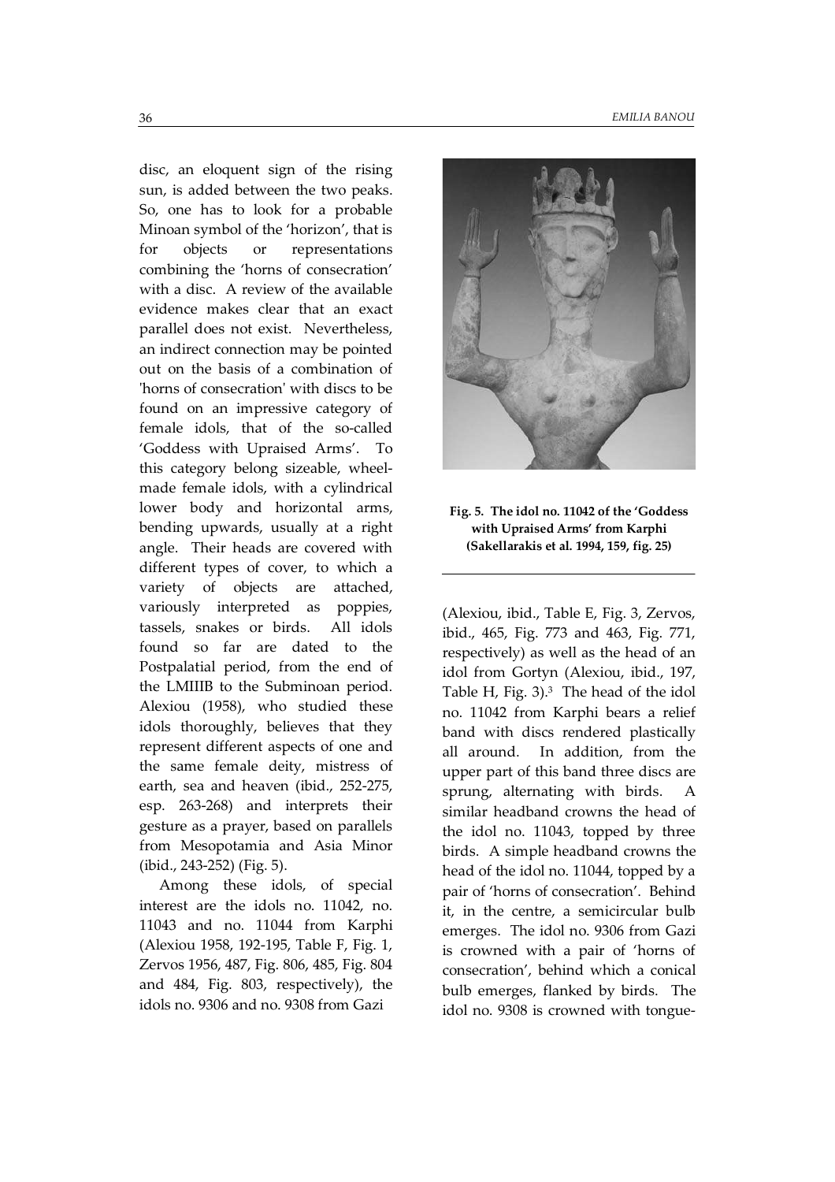disc, an eloquent sign of the rising sun, is added between the two peaks. So, one has to look for a probable Minoan symbol of the 'horizon', that is for objects or representations combining the 'horns of consecration' with a disc. A review of the available evidence makes clear that an exact parallel does not exist. Nevertheless, an indirect connection may be pointed out on the basis of a combination of 'horns of consecration' with discs to be found on an impressive category of female idols, that of the so-called 'Goddess with Upraised Arms'. To this category belong sizeable, wheel-made female idols, with a cylindrical lower body and horizontal arms, bending upwards, usually at a right angle. Their heads are covered with different types of cover, to which a variety of objects are attached, variously interpreted as poppies, tassels, snakes or birds. All idols found so far are dated to the Postpalatial period, from the end of the LMIIIB to the Subminoan period. Alexiou (1958), who studied these idols thoroughly, believes that they represent different aspects of one and the same female deity, mistress of earth, sea and heaven (ibid., 252-275, esp. 263-268) and interprets their gesture as a prayer, based on parallels from Mesopotamia and Asia Minor (ibid., 243-252) (Fig. 5).

**Fig. 5. The idol no. 11042 of the 'Goddess with Upraised Arms' from Karphi (Sakellarakis et al. 1994, 159, fig. 25)**

Among these idols, of special interest are the idols no. 11042, no. 11043 and no. 11044 from Karphi (Alexiou 1958, 192-195, Table F, Fig. 1, Zervos 1956, 487, Fig. 806, 485, Fig. 804 and 484, Fig. 803, respectively), the idols no. 9306 and no. 9308 from Gazi (Alexiou, ibid., Table E, Fig. 3, Zervos, ibid., 465, Fig. 773 and 463, Fig. 771, respectively) as well as the head of an idol from Gortyn (Alexiou, ibid., 197, Table H, Fig. 3).[3] The head of the idol no. 11042 from Karphi bears a relief band with discs rendered plastically all around. In addition, from the upper part of this band three discs are sprung, alternating with birds. A similar headband crowns the head of the idol no. 11043, topped by three birds. A simple headband crowns the head of the idol no. 11044, topped by a pair of 'horns of consecration'. Behind it, in the centre, a semicircular bulb emerges. The idol no. 9306 from Gazi is crowned with a pair of 'horns of consecration', behind which a conical bulb emerges, flanked by birds. The idol no. 9308 is crowned with tongue-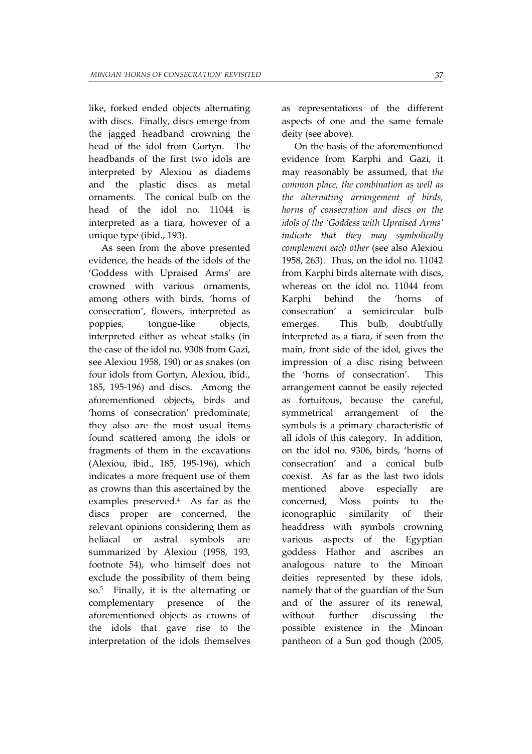like, forked ended objects alternating with discs. Finally, discs emerge from the jagged headband crowning the head of the idol from Gortyn. The headbands of the first two idols are interpreted by Alexiou as diadems and the plastic discs as metal ornaments. The conical bulb on the head of the idol no. 11044 is interpreted as a tiara, however of a unique type (ibid., 193).

As seen from the above presented evidence, the heads of the idols of the 'Goddess with Upraised Arms' are crowned with various ornaments, among others with birds, 'horns of consecration', flowers, interpreted as poppies, tongue-like objects, interpreted either as wheat stalks (in the case of the idol no. 9308 from Gazi, see Alexiou 1958, 190) or as snakes (on four idols from Gortyn, Alexiou, ibid., 185, 195-196) and discs. Among the aforementioned objects, birds and 'horns of consecration' predominate; they also are the most usual items found scattered among the idols or fragments of them in the excavations (Alexiou, ibid., 185, 195-196), which indicates a more frequent use of them as crowns than this ascertained by the examples preserved.[4] As far as the discs proper are concerned, the relevant opinions considering them as heliacal or astral symbols are summarized by Alexiou (1958, 193, footnote 54), who himself does not exclude the possibility of them being so.[5] Finally, it is the alternating or complementary presence of the aforementioned objects as crowns of the idols that gave rise to the interpretation of the idols themselves as representations of the different aspects of one and the same female deity (see above).

On the basis of the aforementioned evidence from Karphi and Gazi, it may reasonably be assumed, that *the common place, the combination as well as the alternating arrangement of birds, horns of consecration and discs on the idols of the 'Goddess with Upraised Arms' indicate that they may symbolically complement each other* (see also Alexiou 1958, 263). Thus, on the idol no. 11042 from Karphi birds alternate with discs, whereas on the idol no. 11044 from Karphi behind the 'horns of consecration' a semicircular bulb emerges. This bulb, doubtfully interpreted as a tiara, if seen from the main, front side of the idol, gives the impression of a disc rising between the 'horns of consecration'. This arrangement cannot be easily rejected as fortuitous, because the careful, symmetrical arrangement of the symbols is a primary characteristic of all idols of this category. In addition, on the idol no. 9306, birds, 'horns of consecration' and a conical bulb coexist. As far as the last two idols mentioned above especially are concerned, Moss points to the iconographic similarity of their headdress with symbols crowning various aspects of the Egyptian goddess Hathor and ascribes an analogous nature to the Minoan deities represented by these idols, namely that of the guardian of the Sun and of the assurer of its renewal, without further discussing the possible existence in the Minoan pantheon of a Sun god though (2005,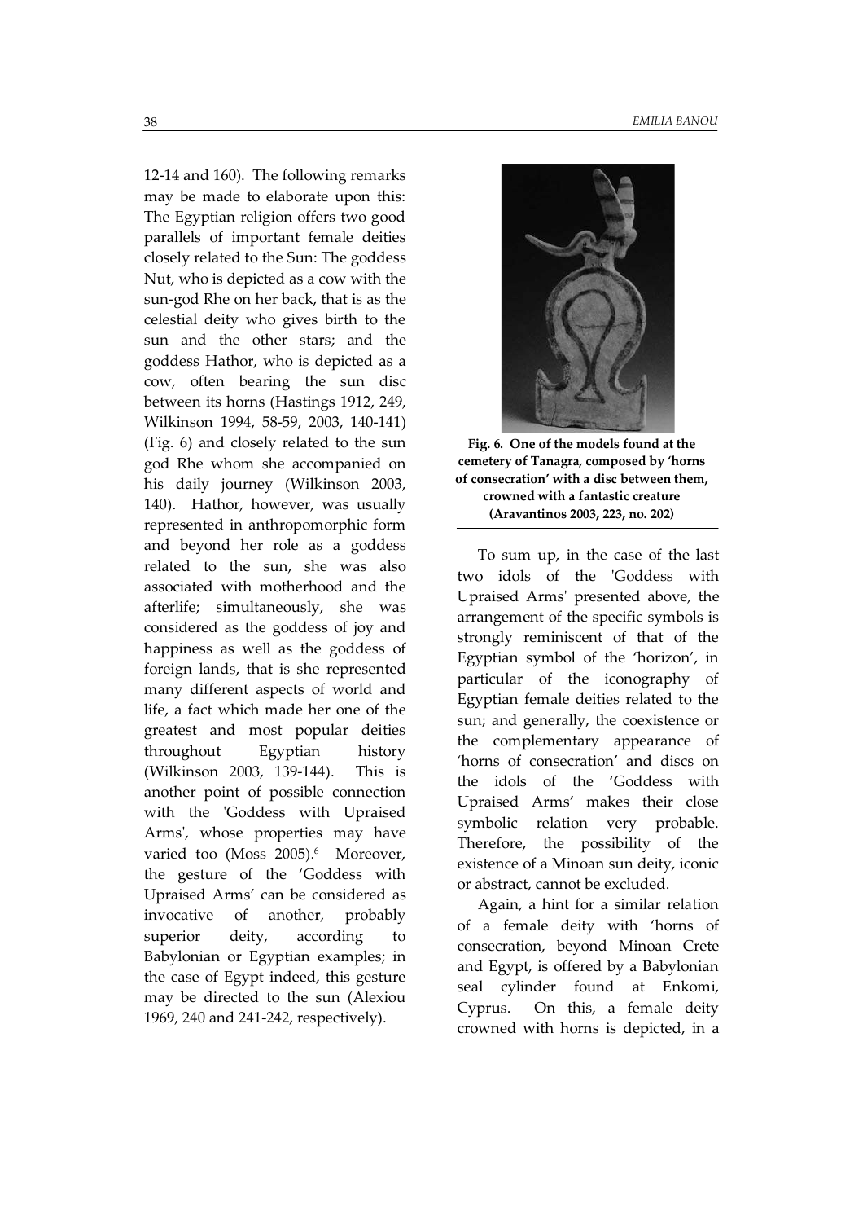12-14 and 160). The following remarks may be made to elaborate upon this: The Egyptian religion offers two good parallels of important female deities closely related to the Sun: The goddess Nut, who is depicted as a cow with the sun-god Rhe on her back, that is as the celestial deity who gives birth to the sun and the other stars; and the goddess Hathor, who is depicted as a cow, often bearing the sun disc between its horns (Hastings 1912, 249, Wilkinson 1994, 58-59, 2003, 140-141) (Fig. 6) and closely related to the sun god Rhe whom she accompanied on his daily journey (Wilkinson 2003, 140). Hathor, however, was usually represented in anthropomorphic form and beyond her role as a goddess related to the sun, she was also associated with motherhood and the afterlife; simultaneously, she was considered as the goddess of joy and happiness as well as the goddess of foreign lands, that is she represented many different aspects of world and life, a fact which made her one of the greatest and most popular deities throughout Egyptian history (Wilkinson 2003, 139-144). This is another point of possible connection with the 'Goddess with Upraised Arms', whose properties may have varied too (Moss 2005).[6] Moreover, the gesture of the 'Goddess with Upraised Arms' can be considered as invocative of another, probably superior deity, according to Babylonian or Egyptian examples; in the case of Egypt indeed, this gesture may be directed to the sun (Alexiou 1969, 240 and 241-242, respectively).

**Fig. 6. One of the models found at the cemetery of Tanagra, composed by 'horns of consecration' with a disc between them, crowned with a fantastic creature (Aravantinos 2003, 223, no. 202)**

To sum up, in the case of the last two idols of the 'Goddess with Upraised Arms' presented above, the arrangement of the specific symbols is strongly reminiscent of that of the Egyptian symbol of the 'horizon', in particular of the iconography of Egyptian female deities related to the sun; and generally, the coexistence or the complementary appearance of 'horns of consecration' and discs on the idols of the 'Goddess with Upraised Arms' makes their close symbolic relation very probable. Therefore, the possibility of the existence of a Minoan sun deity, iconic or abstract, cannot be excluded.

Again, a hint for a similar relation of a female deity with 'horns of consecration, beyond Minoan Crete and Egypt, is offered by a Babylonian seal cylinder found at Enkomi, Cyprus. On this, a female deity crowned with horns is depicted, in a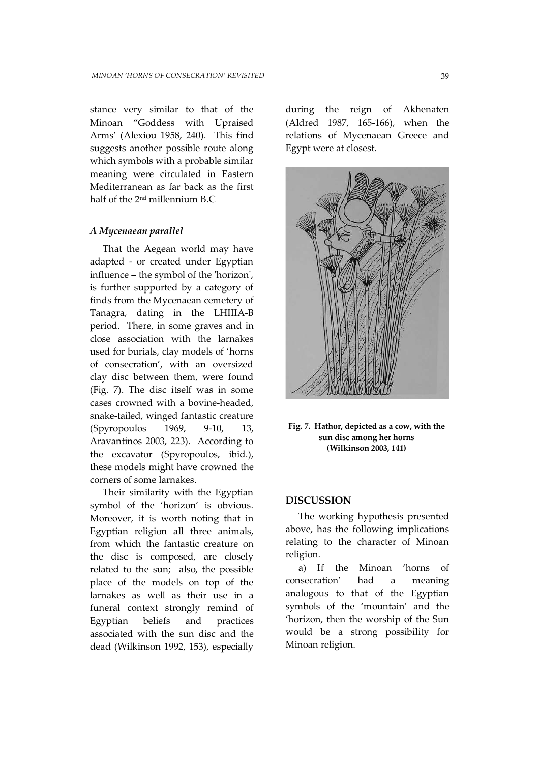stance very similar to that of the Minoan "Goddess with Upraised Arms' (Alexiou 1958, 240). This find suggests another possible route along which symbols with a probable similar meaning were circulated in Eastern Mediterranean as far back as the first half of the 2nd millennium B.C

### *A Mycenaean parallel*

That the Aegean world may have adapted - or created under Egyptian influence – the symbol of the 'horizon', is further supported by a category of finds from the Mycenaean cemetery of Tanagra, dating in the LHIIIA-B period. There, in some graves and in close association with the larnakes used for burials, clay models of 'horns of consecration', with an oversized clay disc between them, were found (Fig. 7). The disc itself was in some cases crowned with a bovine-headed, snake-tailed, winged fantastic creature (Spyropoulos 1969, 9-10, 13, Aravantinos 2003, 223). According to the excavator (Spyropoulos, ibid.), these models might have crowned the corners of some larnakes.

Their similarity with the Egyptian symbol of the 'horizon' is obvious. Moreover, it is worth noting that in Egyptian religion all three animals, from which the fantastic creature on the disc is composed, are closely related to the sun; also, the possible place of the models on top of the larnakes as well as their use in a funeral context strongly remind of Egyptian beliefs and practices associated with the sun disc and the dead (Wilkinson 1992, 153), especially during the reign of Akhenaten (Aldred 1987, 165-166), when the relations of Mycenaean Greece and Egypt were at closest.

**Fig. 7. Hathor, depicted as a cow, with the sun disc among her horns (Wilkinson 2003, 141)**

## DISCUSSION

The working hypothesis presented above, has the following implications relating to the character of Minoan religion.

a) If the Minoan 'horns of consecration' had a meaning analogous to that of the Egyptian symbols of the 'mountain' and the 'horizon, then the worship of the Sun would be a strong possibility for Minoan religion.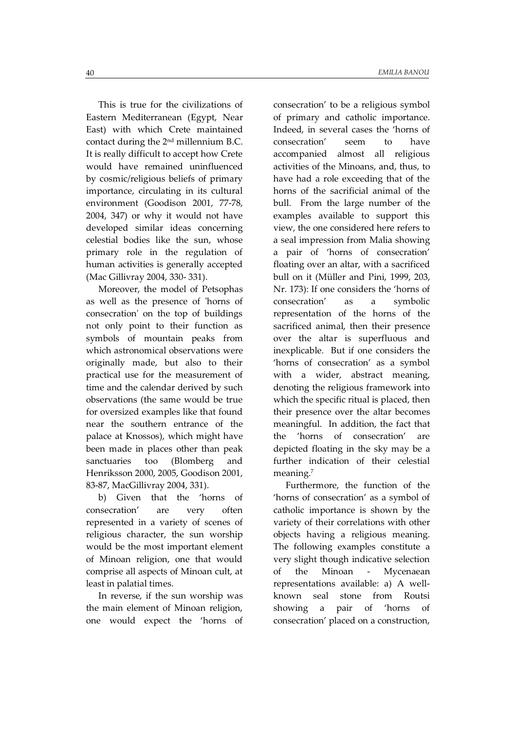This is true for the civilizations of Eastern Mediterranean (Egypt, Near East) with which Crete maintained contact during the 2nd millennium B.C. It is really difficult to accept how Crete would have remained uninfluenced by cosmic/religious beliefs of primary importance, circulating in its cultural environment (Goodison 2001, 77-78, 2004, 347) or why it would not have developed similar ideas concerning celestial bodies like the sun, whose primary role in the regulation of human activities is generally accepted (Mac Gillivray 2004, 330- 331).

Moreover, the model of Petsophas as well as the presence of 'horns of consecration' on the top of buildings not only point to their function as symbols of mountain peaks from which astronomical observations were originally made, but also to their practical use for the measurement of time and the calendar derived by such observations (the same would be true for oversized examples like that found near the southern entrance of the palace at Knossos), which might have been made in places other than peak sanctuaries too (Blomberg and Henriksson 2000, 2005, Goodison 2001, 83-87, MacGillivray 2004, 331).

b) Given that the 'horns of consecration' are very often represented in a variety of scenes of religious character, the sun worship would be the most important element of Minoan religion, one that would comprise all aspects of Minoan cult, at least in palatial times.

In reverse, if the sun worship was the main element of Minoan religion, one would expect the 'horns of consecration' to be a religious symbol of primary and catholic importance. Indeed, in several cases the 'horns of consecration' seem to have accompanied almost all religious activities of the Minoans, and, thus, to have had a role exceeding that of the horns of the sacrificial animal of the bull. From the large number of the examples available to support this view, the one considered here refers to a seal impression from Malia showing a pair of 'horns of consecration' floating over an altar, with a sacrificed bull on it (Müller and Pini, 1999, 203, Nr. 173): If one considers the 'horns of consecration' as a symbolic representation of the horns of the sacrificed animal, then their presence over the altar is superfluous and inexplicable. But if one considers the 'horns of consecration' as a symbol with a wider, abstract meaning, denoting the religious framework into which the specific ritual is placed, then their presence over the altar becomes meaningful. In addition, the fact that the 'horns of consecration' are depicted floating in the sky may be a further indication of their celestial meaning.[7]

Furthermore, the function of the 'horns of consecration' as a symbol of catholic importance is shown by the variety of their correlations with other objects having a religious meaning. The following examples constitute a very slight though indicative selection of the Minoan - Mycenaean representations available: a) A well-known seal stone from Routsi showing a pair of 'horns of consecration' placed on a construction,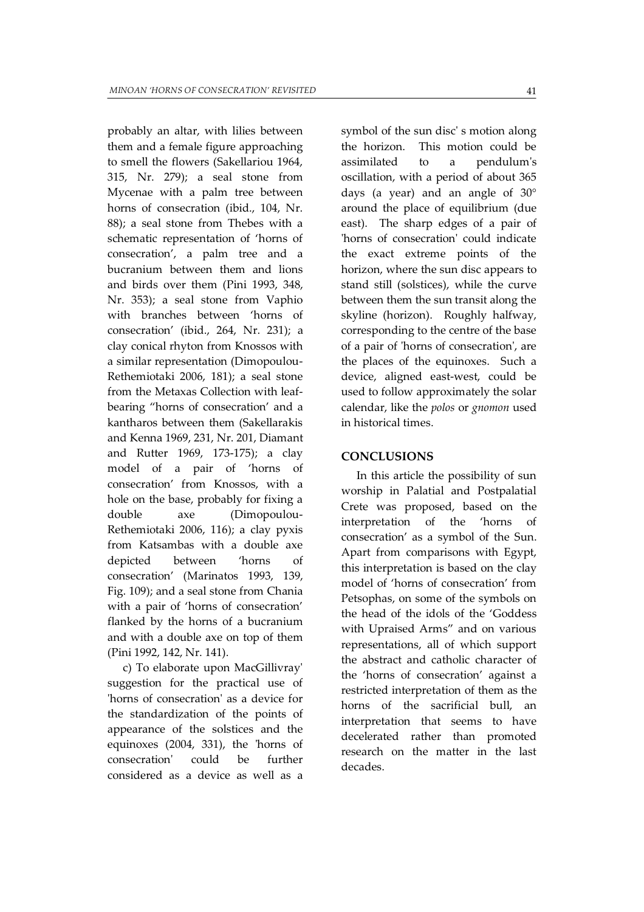probably an altar, with lilies between them and a female figure approaching to smell the flowers (Sakellariou 1964, 315, Nr. 279); a seal stone from Mycenae with a palm tree between horns of consecration (ibid., 104, Nr. 88); a seal stone from Thebes with a schematic representation of 'horns of consecration', a palm tree and a bucranium between them and lions and birds over them (Pini 1993, 348, Nr. 353); a seal stone from Vaphio with branches between 'horns of consecration' (ibid., 264, Nr. 231); a clay conical rhyton from Knossos with a similar representation (Dimopoulou-Rethemiotaki 2006, 181); a seal stone from the Metaxas Collection with leaf-bearing "horns of consecration' and a kantharos between them (Sakellarakis and Kenna 1969, 231, Nr. 201, Diamant and Rutter 1969, 173-175); a clay model of a pair of 'horns of consecration' from Knossos, with a hole on the base, probably for fixing a double axe (Dimopoulou-Rethemiotaki 2006, 116); a clay pyxis from Katsambas with a double axe depicted between 'horns of consecration' (Marinatos 1993, 139, Fig. 109); and a seal stone from Chania with a pair of 'horns of consecration' flanked by the horns of a bucranium and with a double axe on top of them (Pini 1992, 142, Nr. 141).

c) To elaborate upon MacGillivray' suggestion for the practical use of 'horns of consecration' as a device for the standardization of the points of appearance of the solstices and the equinoxes (2004, 331), the 'horns of consecration' could be further considered as a device as well as a symbol of the sun disc' s motion along the horizon. This motion could be assimilated to a pendulum's oscillation, with a period of about 365 days (a year) and an angle of 30° around the place of equilibrium (due east). The sharp edges of a pair of 'horns of consecration' could indicate the exact extreme points of the horizon, where the sun disc appears to stand still (solstices), while the curve between them the sun transit along the skyline (horizon). Roughly halfway, corresponding to the centre of the base of a pair of 'horns of consecration', are the places of the equinoxes. Such a device, aligned east-west, could be used to follow approximately the solar calendar, like the *polos* or *gnomon* used in historical times.

## CONCLUSIONS

In this article the possibility of sun worship in Palatial and Postpalatial Crete was proposed, based on the interpretation of the 'horns of consecration' as a symbol of the Sun. Apart from comparisons with Egypt, this interpretation is based on the clay model of 'horns of consecration' from Petsophas, on some of the symbols on the head of the idols of the 'Goddess with Upraised Arms" and on various representations, all of which support the abstract and catholic character of the 'horns of consecration' against a restricted interpretation of them as the horns of the sacrificial bull, an interpretation that seems to have decelerated rather than promoted research on the matter in the last decades.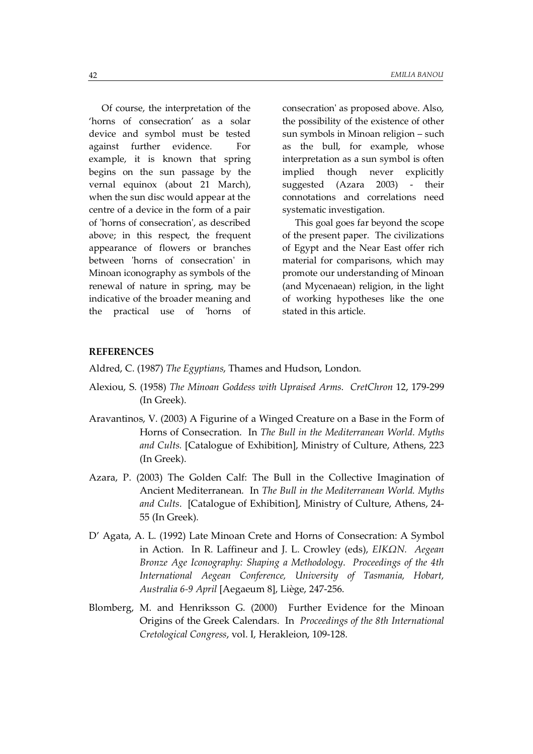Of course, the interpretation of the 'horns of consecration' as a solar device and symbol must be tested against further evidence. For example, it is known that spring begins on the sun passage by the vernal equinox (about 21 March), when the sun disc would appear at the centre of a device in the form of a pair of 'horns of consecration', as described above; in this respect, the frequent appearance of flowers or branches between 'horns of consecration' in Minoan iconography as symbols of the renewal of nature in spring, may be indicative of the broader meaning and the practical use of 'horns of consecration' as proposed above. Also, the possibility of the existence of other sun symbols in Minoan religion – such as the bull, for example, whose interpretation as a sun symbol is often implied though never explicitly suggested (Azara 2003) - their connotations and correlations need systematic investigation.

This goal goes far beyond the scope of the present paper. The civilizations of Egypt and the Near East offer rich material for comparisons, which may promote our understanding of Minoan (and Mycenaean) religion, in the light of working hypotheses like the one stated in this article.

## REFERENCES

Aldred, C. (1987) *The Egyptians*, Thames and Hudson, London.

Alexiou, S. (1958) *The Minoan Goddess with Upraised Arms*. *CretChron* 12, 179-299 (In Greek).

Aravantinos, V. (2003) A Figurine of a Winged Creature on a Base in the Form of Horns of Consecration. In *The Bull in the Mediterranean World. Myths and Cults.* [Catalogue of Exhibition], Ministry of Culture, Athens, 223 (In Greek).

Azara, P. (2003) The Golden Calf: The Bull in the Collective Imagination of Ancient Mediterranean. In *The Bull in the Mediterranean World. Myths and Cults*. [Catalogue of Exhibition], Ministry of Culture, Athens, 24-55 (In Greek).

D' Agata, A. L. (1992) Late Minoan Crete and Horns of Consecration: A Symbol in Action. In R. Laffineur and J. L. Crowley (eds), *EIKΩN. Aegean Bronze Age Iconography: Shaping a Methodology*. *Proceedings of the 4th International Aegean Conference, University of Tasmania, Hobart, Australia 6-9 April* [Aegaeum 8], Liège, 247-256.

Blomberg, M. and Henriksson G. (2000) Further Evidence for the Minoan Origins of the Greek Calendars. In *Proceedings of the 8th International Cretological Congress*, vol. I, Herakleion, 109-128.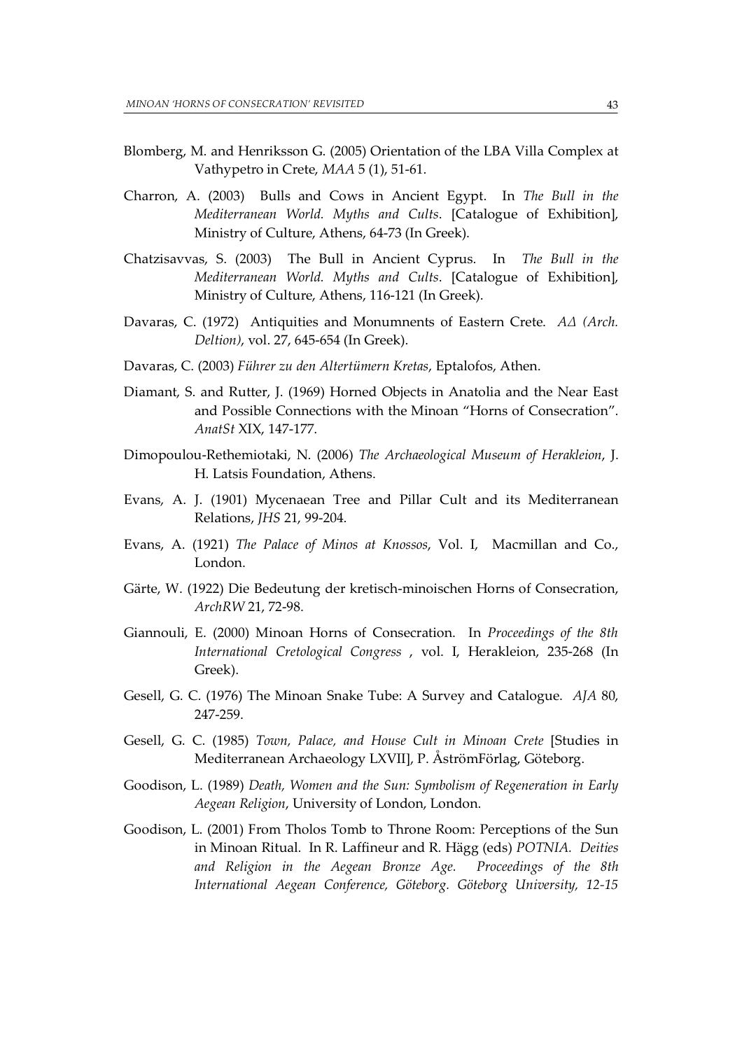Blomberg, M. and Henriksson G. (2005) Orientation of the LBA Villa Complex at Vathypetro in Crete, *MAA* 5 (1), 51-61.

Charron, A. (2003) Bulls and Cows in Ancient Egypt. In *The Bull in the Mediterranean World. Myths and Cults*. [Catalogue of Exhibition], Ministry of Culture, Athens, 64-73 (In Greek).

Chatzisavvas, S. (2003) The Bull in Ancient Cyprus. In *The Bull in the Mediterranean World. Myths and Cults*. [Catalogue of Exhibition], Ministry of Culture, Athens, 116-121 (In Greek).

Davaras, C. (1972) Antiquities and Monumnents of Eastern Crete. *ΑΔ (Arch. Deltion)*, vol. 27, 645-654 (In Greek).

Davaras, C. (2003) *Führer zu den Altertümern Kretas*, Eptalofos, Athen.

Diamant, S. and Rutter, J. (1969) Horned Objects in Anatolia and the Near East and Possible Connections with the Minoan "Horns of Consecration". *AnatSt* XIX, 147-177.

Dimopoulou-Rethemiotaki, N. (2006) *The Archaeological Museum of Herakleion*, J. H. Latsis Foundation, Athens.

Evans, A. J. (1901) Mycenaean Tree and Pillar Cult and its Mediterranean Relations, *JHS* 21, 99-204.

Evans, A. (1921) *The Palace of Minos at Knossos*, Vol. I, Macmillan and Co., London.

Gärte, W. (1922) Die Bedeutung der kretisch-minoischen Horns of Consecration, *ArchRW* 21, 72-98.

Giannouli, E. (2000) Minoan Horns of Consecration. In *Proceedings of the 8th International Cretological Congress* , vol. I, Herakleion, 235-268 (In Greek).

Gesell, G. C. (1976) The Minoan Snake Tube: A Survey and Catalogue. *AJA* 80, 247-259.

Gesell, G. C. (1985) *Town, Palace, and House Cult in Minoan Crete* [Studies in Mediterranean Archaeology LXVII], P. ÅströmFörlag, Göteborg.

Goodison, L. (1989) *Death, Women and the Sun: Symbolism of Regeneration in Early Aegean Religion*, University of London, London.

Goodison, L. (2001) From Tholos Tomb to Throne Room: Perceptions of the Sun in Minoan Ritual. In R. Laffineur and R. Hägg (eds) *POTNIA. Deities and Religion in the Aegean Bronze Age. Proceedings of the 8th International Aegean Conference, Göteborg. Göteborg University, 12-15*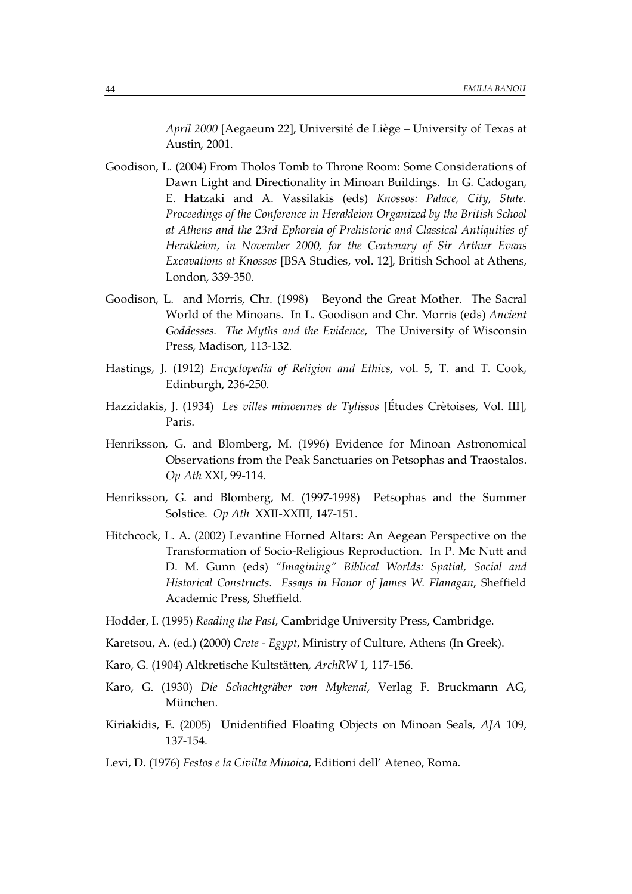*April 2000* [Aegaeum 22], Université de Liège – University of Texas at Austin, 2001.

Goodison, L. (2004) From Tholos Tomb to Throne Room: Some Considerations of Dawn Light and Directionality in Minoan Buildings. In G. Cadogan, E. Hatzaki and A. Vassilakis (eds) *Knossos: Palace, City, State. Proceedings of the Conference in Herakleion Organized by the British School at Athens and the 23rd Ephoreia of Prehistoric and Classical Antiquities of Herakleion, in November 2000, for the Centenary of Sir Arthur Evans Excavations at Knossos* [BSA Studies, vol. 12], British School at Athens, London, 339-350.

Goodison, L. and Morris, Chr. (1998) Beyond the Great Mother. The Sacral World of the Minoans. In L. Goodison and Chr. Morris (eds) *Ancient Goddesses. The Myths and the Evidence*, The University of Wisconsin Press, Madison, 113-132.

Hastings, J. (1912) *Encyclopedia of Religion and Ethics*, vol. 5, T. and T. Cook, Edinburgh, 236-250.

Hazzidakis, J. (1934) *Les villes minoennes de Tylissos* [Études Crètoises, Vol. III], Paris.

Henriksson, G. and Blomberg, M. (1996) Evidence for Minoan Astronomical Observations from the Peak Sanctuaries on Petsophas and Traostalos. *Op Ath* XXI, 99-114.

Henriksson, G. and Blomberg, M. (1997-1998) Petsophas and the Summer Solstice. *Op Ath* XXII-XXIII, 147-151.

Hitchcock, L. A. (2002) Levantine Horned Altars: An Aegean Perspective on the Transformation of Socio-Religious Reproduction. In P. Mc Nutt and D. M. Gunn (eds) *"Imagining" Biblical Worlds: Spatial, Social and Historical Constructs. Essays in Honor of James W. Flanagan*, Sheffield Academic Press, Sheffield.

Hodder, I. (1995) *Reading the Past*, Cambridge University Press, Cambridge.

Karetsou, A. (ed.) (2000) *Crete - Egypt*, Ministry of Culture, Athens (In Greek).

Karo, G. (1904) Altkretische Kultstätten, *ArchRW* 1, 117-156.

Karo, G. (1930) *Die Schachtgräber von Mykenai*, Verlag F. Bruckmann AG, München.

Kiriakidis, E. (2005) Unidentified Floating Objects on Minoan Seals, *AJA* 109, 137-154.

Levi, D. (1976) *Festos e la Civilta Minoica*, Editioni dell' Ateneo, Roma.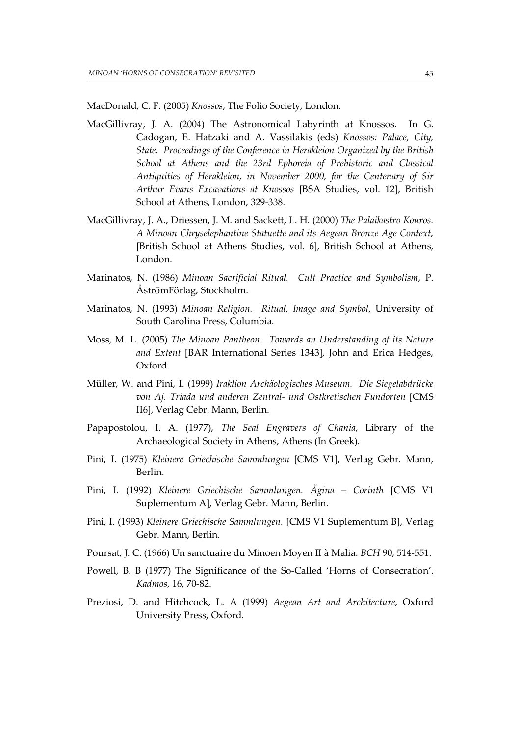MacDonald, C. F. (2005) *Knossos*, The Folio Society, London.

MacGillivray, J. A. (2004) The Astronomical Labyrinth at Knossos. In G. Cadogan, E. Hatzaki and A. Vassilakis (eds) *Knossos: Palace, City, State. Proceedings of the Conference in Herakleion Organized by the British School at Athens and the 23rd Ephoreia of Prehistoric and Classical Antiquities of Herakleion, in November 2000, for the Centenary of Sir Arthur Evans Excavations at Knossos* [BSA Studies, vol. 12], British School at Athens, London, 329-338.

MacGillivray, J. A., Driessen, J. M. and Sackett, L. H. (2000) *The Palaikastro Kouros. A Minoan Chryselephantine Statuette and its Aegean Bronze Age Context*, [British School at Athens Studies, vol. 6], British School at Athens, London.

Marinatos, N. (1986) *Minoan Sacrificial Ritual. Cult Practice and Symbolism*, P. ÅströmFörlag, Stockholm.

Marinatos, N. (1993) *Minoan Religion. Ritual, Image and Symbol*, University of South Carolina Press, Columbia.

Moss, M. L. (2005) *The Minoan Pantheon. Towards an Understanding of its Nature and Extent* [BAR International Series 1343], John and Erica Hedges, Oxford.

Müller, W. and Pini, I. (1999) *Iraklion Archäologisches Museum. Die Siegelabdrücke von Aj. Triada und anderen Zentral- und Ostkretischen Fundorten* [CMS II6], Verlag Cebr. Mann, Berlin.

Papapostolou, I. A. (1977), *The Seal Engravers of Chania*, Library of the Archaeological Society in Athens, Athens (In Greek).

Pini, I. (1975) *Kleinere Griechische Sammlungen* [CMS V1], Verlag Gebr. Mann, Berlin.

Pini, I. (1992) *Kleinere Griechische Sammlungen. Ägina – Corinth* [CMS V1 Suplementum A], Verlag Gebr. Mann, Berlin.

Pini, I. (1993) *Kleinere Griechische Sammlungen.* [CMS V1 Suplementum B], Verlag Gebr. Mann, Berlin.

Poursat, J. C. (1966) Un sanctuaire du Minoen Moyen II à Malia. *BCH* 90, 514-551.

Powell, B. B (1977) The Significance of the So-Called 'Horns of Consecration'. *Kadmos*, 16, 70-82.

Preziosi, D. and Hitchcock, L. A (1999) *Aegean Art and Architecture*, Oxford University Press, Oxford.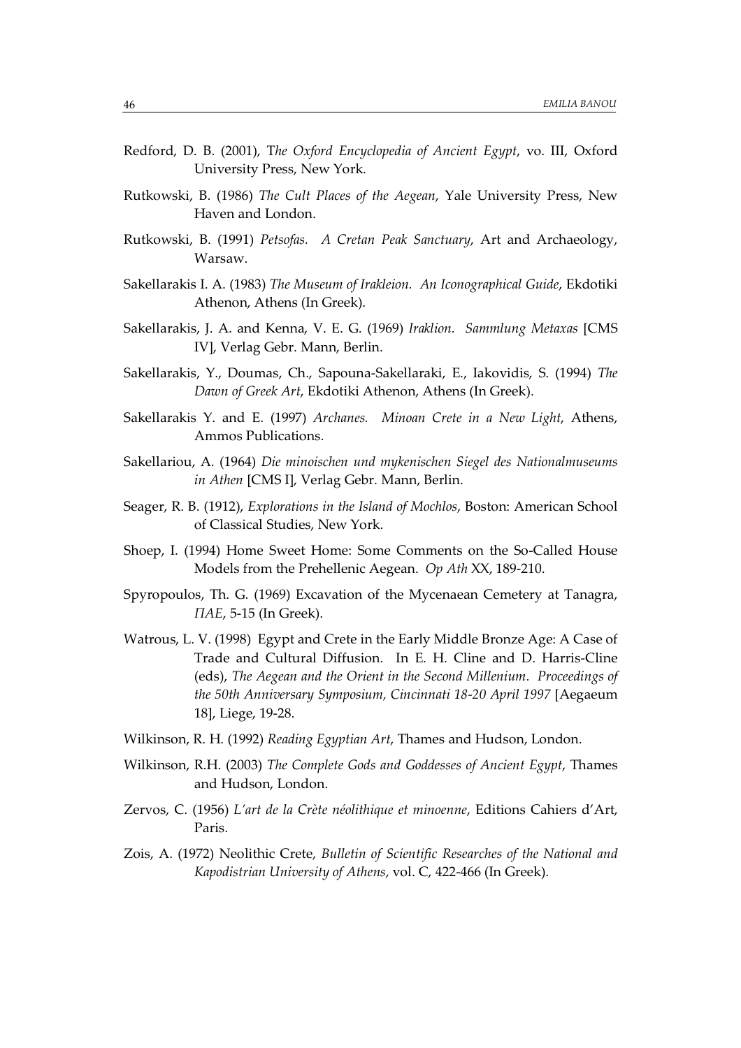Redford, D. B. (2001), T*he Oxford Encyclopedia of Ancient Egypt*, vo. III, Oxford University Press, New York.

Rutkowski, B. (1986) *The Cult Places of the Aegean*, Yale University Press, New Haven and London.

Rutkowski, B. (1991) *Petsofas. A Cretan Peak Sanctuary*, Art and Archaeology, Warsaw.

Sakellarakis I. A. (1983) *The Museum of Irakleion. An Iconographical Guide*, Ekdotiki Athenon, Athens (In Greek).

Sakellarakis, J. A. and Kenna, V. E. G. (1969) *Iraklion. Sammlung Metaxas* [CMS IV], Verlag Gebr. Mann, Berlin.

Sakellarakis, Y., Doumas, Ch., Sapouna-Sakellaraki, E., Iakovidis, S. (1994) *The Dawn of Greek Art*, Ekdotiki Athenon, Athens (In Greek).

Sakellarakis Y. and E. (1997) *Archanes. Minoan Crete in a New Light*, Athens, Ammos Publications.

Sakellariou, A. (1964) *Die minoischen und mykenischen Siegel des Nationalmuseums in Athen* [CMS I], Verlag Gebr. Mann, Berlin.

Seager, R. B. (1912), *Explorations in the Island of Mochlos*, Boston: American School of Classical Studies, New York.

Shoep, I. (1994) Home Sweet Home: Some Comments on the So-Called House Models from the Prehellenic Aegean. *Op Ath* XX, 189-210.

Spyropoulos, Th. G. (1969) Excavation of the Mycenaean Cemetery at Tanagra, *ΠΑΕ*, 5-15 (In Greek).

Watrous, L. V. (1998) Egypt and Crete in the Early Middle Bronze Age: A Case of Trade and Cultural Diffusion. In E. H. Cline and D. Harris-Cline (eds), *The Aegean and the Orient in the Second Millenium*. *Proceedings of the 50th Anniversary Symposium, Cincinnati 18-20 April 1997* [Aegaeum 18], Liege, 19-28.

Wilkinson, R. H. (1992) *Reading Egyptian Art*, Thames and Hudson, London.

Wilkinson, R.H. (2003) *The Complete Gods and Goddesses of Ancient Egypt*, Thames and Hudson, London.

Zervos, C. (1956) *L'art de la Crète néolithique et minoenne*, Editions Cahiers d'Art, Paris.

Zois, A. (1972) Neolithic Crete, *Bulletin of Scientific Researches of the National and Kapodistrian University of Athens*, vol. C, 422-466 (In Greek).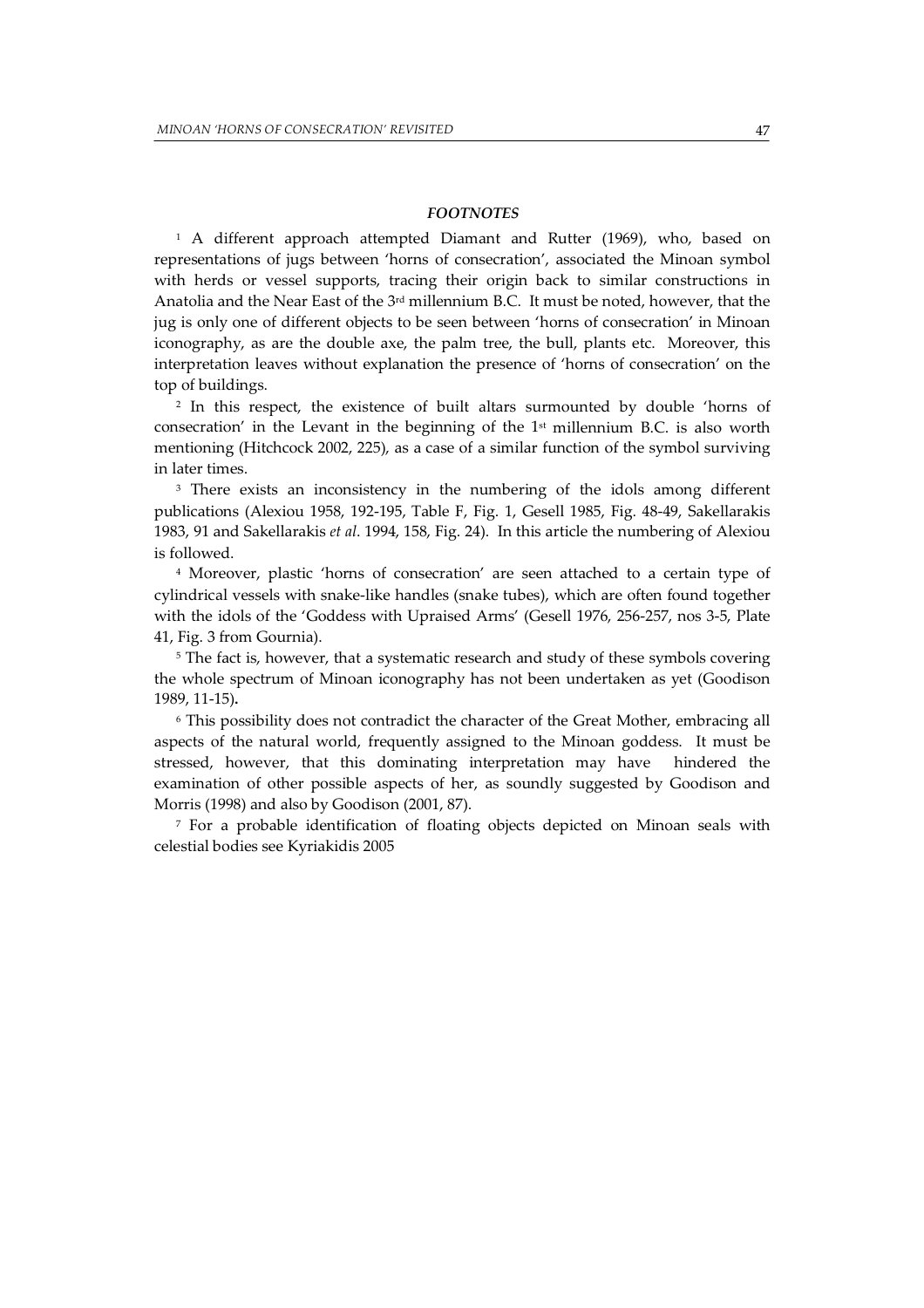## *FOOTNOTES*

[1] A different approach attempted Diamant and Rutter (1969), who, based on representations of jugs between 'horns of consecration', associated the Minoan symbol with herds or vessel supports, tracing their origin back to similar constructions in Anatolia and the Near East of the 3rd millennium B.C. It must be noted, however, that the jug is only one of different objects to be seen between 'horns of consecration' in Minoan iconography, as are the double axe, the palm tree, the bull, plants etc. Moreover, this interpretation leaves without explanation the presence of 'horns of consecration' on the top of buildings.

[2] In this respect, the existence of built altars surmounted by double 'horns of consecration' in the Levant in the beginning of the 1st millennium B.C. is also worth mentioning (Hitchcock 2002, 225), as a case of a similar function of the symbol surviving in later times.

[3] There exists an inconsistency in the numbering of the idols among different publications (Alexiou 1958, 192-195, Table F, Fig. 1, Gesell 1985, Fig. 48-49, Sakellarakis 1983, 91 and Sakellarakis *et al*. 1994, 158, Fig. 24). In this article the numbering of Alexiou is followed.

[4] Moreover, plastic 'horns of consecration' are seen attached to a certain type of cylindrical vessels with snake-like handles (snake tubes), which are often found together with the idols of the 'Goddess with Upraised Arms' (Gesell 1976, 256-257, nos 3-5, Plate 41, Fig. 3 from Gournia).

[5] The fact is, however, that a systematic research and study of these symbols covering the whole spectrum of Minoan iconography has not been undertaken as yet (Goodison 1989, 11-15)**.**

[6] This possibility does not contradict the character of the Great Mother, embracing all aspects of the natural world, frequently assigned to the Minoan goddess. It must be stressed, however, that this dominating interpretation may have hindered the examination of other possible aspects of her, as soundly suggested by Goodison and Morris (1998) and also by Goodison (2001, 87).

[7] For a probable identification of floating objects depicted on Minoan seals with celestial bodies see Kyriakidis 2005